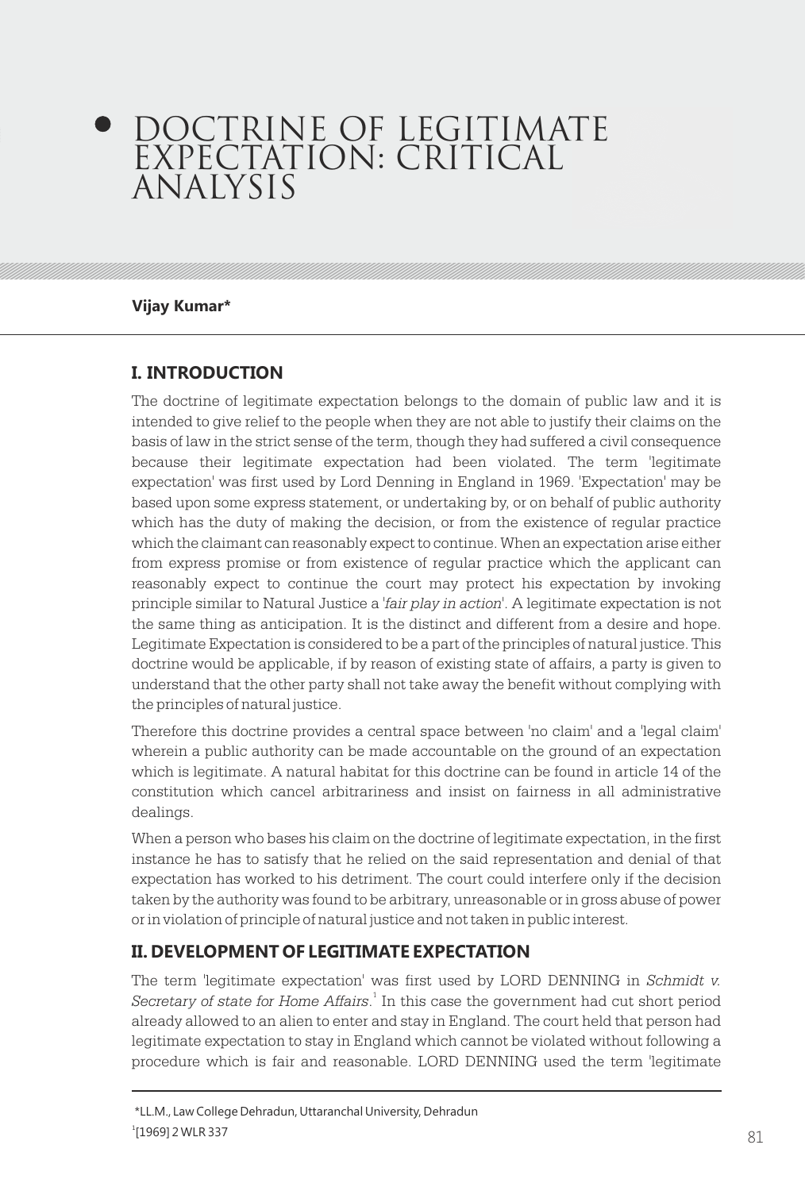# DOCTRINE OF LEGITIMATE EXPECTATION: CRITICAL ANALYSIS

**Vijay Kumar***

## I. INTRODUCTION

The doctrine of legitimate expectation belongs to the domain of public law and it is intended to give relief to the people when they are not able to justify their claims on the basis of law in the strict sense of the term, though they had suffered a civil consequence because their legitimate expectation had been violated. The term 'legitimate expectation' was first used by Lord Denning in England in 1969. 'Expectation' may be based upon some express statement, or undertaking by, or on behalf of public authority which has the duty of making the decision, or from the existence of regular practice which the claimant can reasonably expect to continue. When an expectation arise either from express promise or from existence of regular practice which the applicant can reasonably expect to continue the court may protect his expectation by invoking principle similar to Natural Justice a '*fair play in action*'. A legitimate expectation is not the same thing as anticipation. It is the distinct and different from a desire and hope. Legitimate Expectation is considered to be a part of the principles of natural justice. This doctrine would be applicable, if by reason of existing state of affairs, a party is given to understand that the other party shall not take away the benefit without complying with the principles of natural justice.

Therefore this doctrine provides a central space between 'no claim' and a 'legal claim' wherein a public authority can be made accountable on the ground of an expectation which is legitimate. A natural habitat for this doctrine can be found in article 14 of the constitution which cancel arbitrariness and insist on fairness in all administrative dealings.

When a person who bases his claim on the doctrine of legitimate expectation, in the first instance he has to satisfy that he relied on the said representation and denial of that expectation has worked to his detriment. The court could interfere only if the decision taken by the authority was found to be arbitrary, unreasonable or in gross abuse of power or in violation of principle of natural justice and not taken in public interest.

## II. DEVELOPMENT OF LEGITIMATE EXPECTATION

The term 'legitimate expectation' was first used by LORD DENNING in *Schmidt v. Secretary of state for Home Affairs*.[1] In this case the government had cut short period already allowed to an alien to enter and stay in England. The court held that person had legitimate expectation to stay in England which cannot be violated without following a procedure which is fair and reasonable. LORD DENNING used the term 'legitimate

---

*LL.M., Law College Dehradun, Uttaranchal University, Dehradun

[1] [1969] 2 WLR 337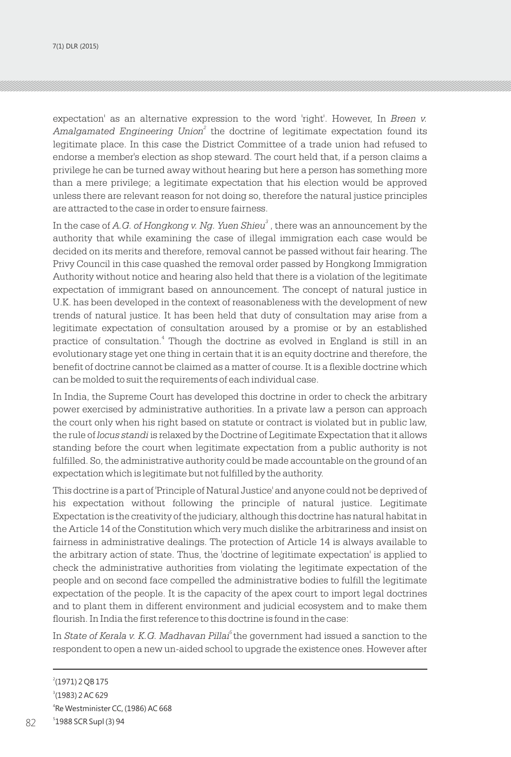expectation' as an alternative expression to the word 'right'. However, In *Breen v. Amalgamated Engineering Union*[2] the doctrine of legitimate expectation found its legitimate place. In this case the District Committee of a trade union had refused to endorse a member's election as shop steward. The court held that, if a person claims a privilege he can be turned away without hearing but here a person has something more than a mere privilege; a legitimate expectation that his election would be approved unless there are relevant reason for not doing so, therefore the natural justice principles are attracted to the case in order to ensure fairness.

In the case of *A.G. of Hongkong v. Ng. Yuen Shieu*[3] , there was an announcement by the authority that while examining the case of illegal immigration each case would be decided on its merits and therefore, removal cannot be passed without fair hearing. The Privy Council in this case quashed the removal order passed by Hongkong Immigration Authority without notice and hearing also held that there is a violation of the legitimate expectation of immigrant based on announcement. The concept of natural justice in U.K. has been developed in the context of reasonableness with the development of new trends of natural justice. It has been held that duty of consultation may arise from a legitimate expectation of consultation aroused by a promise or by an established practice of consultation.[4] Though the doctrine as evolved in England is still in an evolutionary stage yet one thing in certain that it is an equity doctrine and therefore, the benefit of doctrine cannot be claimed as a matter of course. It is a flexible doctrine which can be molded to suit the requirements of each individual case.

In India, the Supreme Court has developed this doctrine in order to check the arbitrary power exercised by administrative authorities. In a private law a person can approach the court only when his right based on statute or contract is violated but in public law, the rule of *locus standi* is relaxed by the Doctrine of Legitimate Expectation that it allows standing before the court when legitimate expectation from a public authority is not fulfilled. So, the administrative authority could be made accountable on the ground of an expectation which is legitimate but not fulfilled by the authority.

This doctrine is a part of 'Principle of Natural Justice' and anyone could not be deprived of his expectation without following the principle of natural justice. Legitimate Expectation is the creativity of the judiciary, although this doctrine has natural habitat in the Article 14 of the Constitution which very much dislike the arbitrariness and insist on fairness in administrative dealings. The protection of Article 14 is always available to the arbitrary action of state. Thus, the 'doctrine of legitimate expectation' is applied to check the administrative authorities from violating the legitimate expectation of the people and on second face compelled the administrative bodies to fulfill the legitimate expectation of the people. It is the capacity of the apex court to import legal doctrines and to plant them in different environment and judicial ecosystem and to make them flourish. In India the first reference to this doctrine is found in the case:

In *State of Kerala v. K.G. Madhavan Pillai*[5] the government had issued a sanction to the respondent to open a new un-aided school to upgrade the existence ones. However after

---

[2] (1971) 2 QB 175

[3] (1983) 2 AC 629

[4] Re Westminister CC, (1986) AC 668

[5] 1988 SCR Supl (3) 94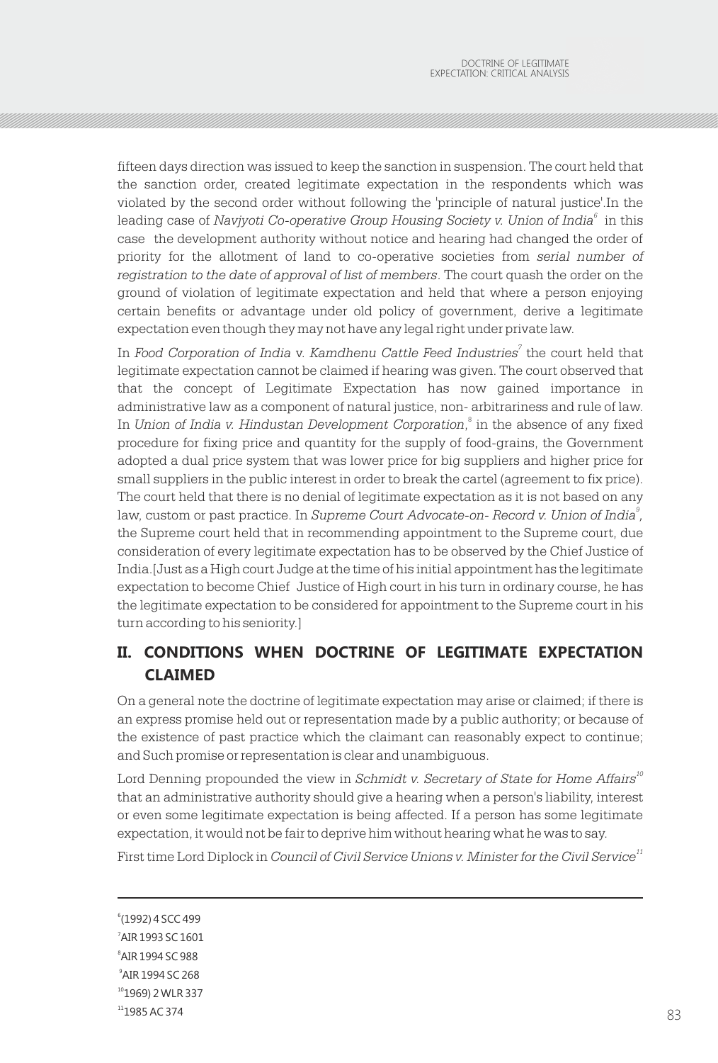fifteen days direction was issued to keep the sanction in suspension. The court held that the sanction order, created legitimate expectation in the respondents which was violated by the second order without following the 'principle of natural justice'.In the leading case of *Navjyoti Co-operative Group Housing Society v. Union of India*[6] in this case the development authority without notice and hearing had changed the order of priority for the allotment of land to co-operative societies from *serial number of registration to the date of approval of list of members*. The court quash the order on the ground of violation of legitimate expectation and held that where a person enjoying certain benefits or advantage under old policy of government, derive a legitimate expectation even though they may not have any legal right under private law.

In *Food Corporation of India* v. *Kamdhenu Cattle Feed Industries*[7] the court held that legitimate expectation cannot be claimed if hearing was given. The court observed that that the concept of Legitimate Expectation has now gained importance in administrative law as a component of natural justice, non- arbitrariness and rule of law. In *Union of India v. Hindustan Development Corporation*,[8] in the absence of any fixed procedure for fixing price and quantity for the supply of food-grains, the Government adopted a dual price system that was lower price for big suppliers and higher price for small suppliers in the public interest in order to break the cartel (agreement to fix price). The court held that there is no denial of legitimate expectation as it is not based on any law, custom or past practice. In *Supreme Court Advocate-on- Record v. Union of India*[9], the Supreme court held that in recommending appointment to the Supreme court, due consideration of every legitimate expectation has to be observed by the Chief Justice of India.[Just as a High court Judge at the time of his initial appointment has the legitimate expectation to become Chief Justice of High court in his turn in ordinary course, he has the legitimate expectation to be considered for appointment to the Supreme court in his turn according to his seniority.]

## II. CONDITIONS WHEN DOCTRINE OF LEGITIMATE EXPECTATION CLAIMED

On a general note the doctrine of legitimate expectation may arise or claimed; if there is an express promise held out or representation made by a public authority; or because of the existence of past practice which the claimant can reasonably expect to continue; and Such promise or representation is clear and unambiguous.

Lord Denning propounded the view in *Schmidt v. Secretary of State for Home Affairs*[10] that an administrative authority should give a hearing when a person's liability, interest or even some legitimate expectation is being affected. If a person has some legitimate expectation, it would not be fair to deprive him without hearing what he was to say.

First time Lord Diplock in *Council of Civil Service Unions v. Minister for the Civil Service*[11]

---

[6] (1992) 4 SCC 499

[7] AIR 1993 SC 1601

[8] AIR 1994 SC 988

[9] AIR 1994 SC 268

[10] 1969) 2 WLR 337

[11] 1985 AC 374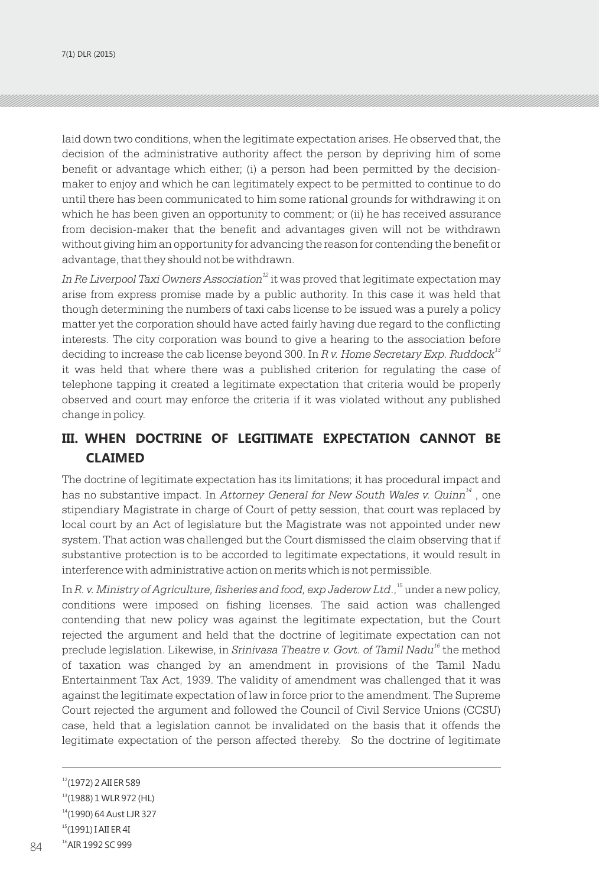laid down two conditions, when the legitimate expectation arises. He observed that, the decision of the administrative authority affect the person by depriving him of some benefit or advantage which either; (i) a person had been permitted by the decision-maker to enjoy and which he can legitimately expect to be permitted to continue to do until there has been communicated to him some rational grounds for withdrawing it on which he has been given an opportunity to comment; or (ii) he has received assurance from decision-maker that the benefit and advantages given will not be withdrawn without giving him an opportunity for advancing the reason for contending the benefit or advantage, that they should not be withdrawn.

*In Re Liverpool Taxi Owners Association*[12] it was proved that legitimate expectation may arise from express promise made by a public authority. In this case it was held that though determining the numbers of taxi cabs license to be issued was a purely a policy matter yet the corporation should have acted fairly having due regard to the conflicting interests. The city corporation was bound to give a hearing to the association before deciding to increase the cab license beyond 300. In *R v. Home Secretary Exp. Ruddock*[13] it was held that where there was a published criterion for regulating the case of telephone tapping it created a legitimate expectation that criteria would be properly observed and court may enforce the criteria if it was violated without any published change in policy.

## III. WHEN DOCTRINE OF LEGITIMATE EXPECTATION CANNOT BE CLAIMED

The doctrine of legitimate expectation has its limitations; it has procedural impact and has no substantive impact. In *Attorney General for New South Wales v. Quinn*[14] , one stipendiary Magistrate in charge of Court of petty session, that court was replaced by local court by an Act of legislature but the Magistrate was not appointed under new system. That action was challenged but the Court dismissed the claim observing that if substantive protection is to be accorded to legitimate expectations, it would result in interference with administrative action on merits which is not permissible.

In *R. v. Ministry of Agriculture, fisheries and food, exp Jaderow Ltd*.,[15] under a new policy, conditions were imposed on fishing licenses. The said action was challenged contending that new policy was against the legitimate expectation, but the Court rejected the argument and held that the doctrine of legitimate expectation can not preclude legislation. Likewise, in *Srinivasa Theatre v. Govt. of Tamil Nadu*[16] the method of taxation was changed by an amendment in provisions of the Tamil Nadu Entertainment Tax Act, 1939. The validity of amendment was challenged that it was against the legitimate expectation of law in force prior to the amendment. The Supreme Court rejected the argument and followed the Council of Civil Service Unions (CCSU) case, held that a legislation cannot be invalidated on the basis that it offends the legitimate expectation of the person affected thereby. So the doctrine of legitimate

---

[12](1972) 2 All ER 589

[13](1988) 1 WLR 972 (HL)

[14](1990) 64 Aust LJR 327

[15](1991) I All ER 4I

[16]AIR 1992 SC 999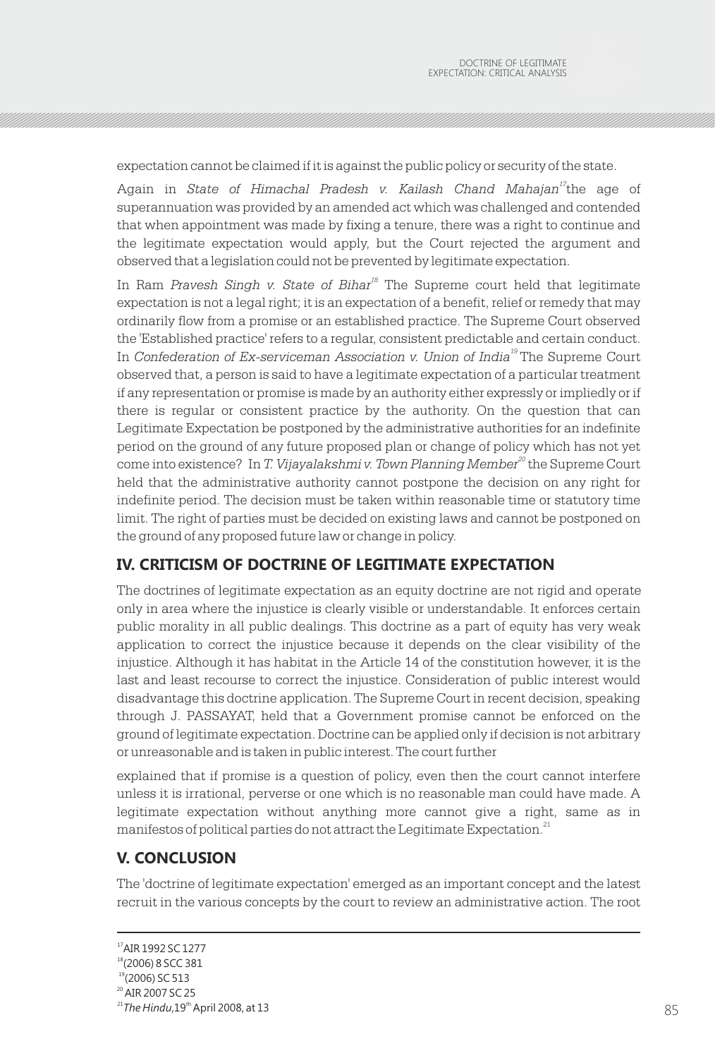expectation cannot be claimed if it is against the public policy or security of the state.

Again in *State of Himachal Pradesh v. Kailash Chand Mahajan*[17] the age of superannuation was provided by an amended act which was challenged and contended that when appointment was made by fixing a tenure, there was a right to continue and the legitimate expectation would apply, but the Court rejected the argument and observed that a legislation could not be prevented by legitimate expectation.

In Ram *Pravesh Singh v. State of Bihar*[18] The Supreme court held that legitimate expectation is not a legal right; it is an expectation of a benefit, relief or remedy that may ordinarily flow from a promise or an established practice. The Supreme Court observed the 'Established practice' refers to a regular, consistent predictable and certain conduct. In *Confederation of Ex-serviceman Association v. Union of India*[19] The Supreme Court observed that, a person is said to have a legitimate expectation of a particular treatment if any representation or promise is made by an authority either expressly or impliedly or if there is regular or consistent practice by the authority. On the question that can Legitimate Expectation be postponed by the administrative authorities for an indefinite period on the ground of any future proposed plan or change of policy which has not yet come into existence? In *T. Vijayalakshmi v. Town Planning Member*[20] the Supreme Court held that the administrative authority cannot postpone the decision on any right for indefinite period. The decision must be taken within reasonable time or statutory time limit. The right of parties must be decided on existing laws and cannot be postponed on the ground of any proposed future law or change in policy.

## IV. CRITICISM OF DOCTRINE OF LEGITIMATE EXPECTATION

The doctrines of legitimate expectation as an equity doctrine are not rigid and operate only in area where the injustice is clearly visible or understandable. It enforces certain public morality in all public dealings. This doctrine as a part of equity has very weak application to correct the injustice because it depends on the clear visibility of the injustice. Although it has habitat in the Article 14 of the constitution however, it is the last and least recourse to correct the injustice. Consideration of public interest would disadvantage this doctrine application. The Supreme Court in recent decision, speaking through J. PASSAYAT, held that a Government promise cannot be enforced on the ground of legitimate expectation. Doctrine can be applied only if decision is not arbitrary or unreasonable and is taken in public interest. The court further explained that if promise is a question of policy, even then the court cannot interfere unless it is irrational, perverse or one which is no reasonable man could have made. A legitimate expectation without anything more cannot give a right, same as in manifestos of political parties do not attract the Legitimate Expectation.[21]

## V. CONCLUSION

The 'doctrine of legitimate expectation' emerged as an important concept and the latest recruit in the various concepts by the court to review an administrative action. The root

---

[17] AIR 1992 SC 1277

[18] (2006) 8 SCC 381

[19] (2006) SC 513

[20] AIR 2007 SC 25

[21] *The Hindu*, 19th April 2008, at 13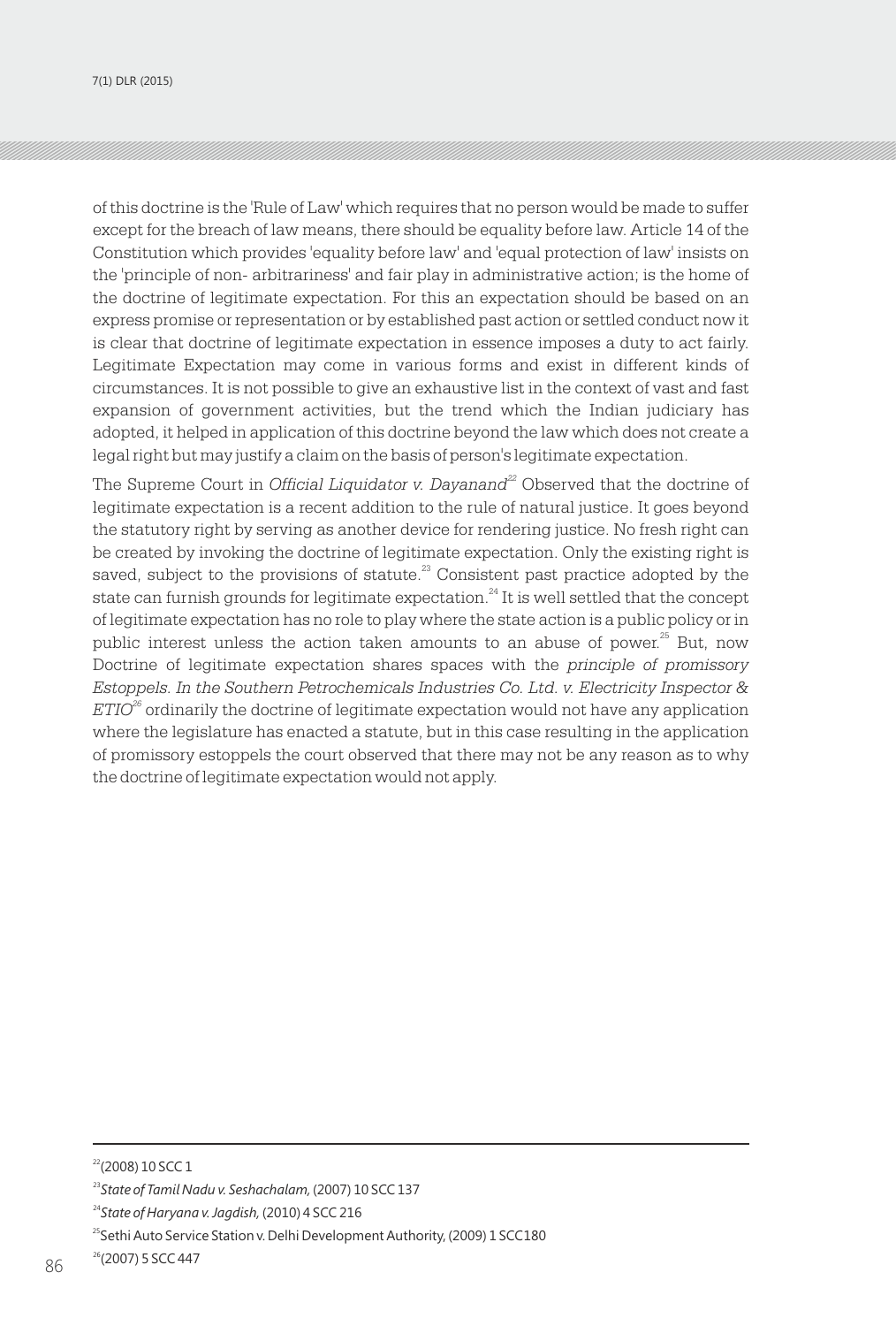of this doctrine is the 'Rule of Law' which requires that no person would be made to suffer except for the breach of law means, there should be equality before law. Article 14 of the Constitution which provides 'equality before law' and 'equal protection of law' insists on the 'principle of non- arbitrariness' and fair play in administrative action; is the home of the doctrine of legitimate expectation. For this an expectation should be based on an express promise or representation or by established past action or settled conduct now it is clear that doctrine of legitimate expectation in essence imposes a duty to act fairly. Legitimate Expectation may come in various forms and exist in different kinds of circumstances. It is not possible to give an exhaustive list in the context of vast and fast expansion of government activities, but the trend which the Indian judiciary has adopted, it helped in application of this doctrine beyond the law which does not create a legal right but may justify a claim on the basis of person's legitimate expectation.

The Supreme Court in *Official Liquidator v. Dayanand*[22] Observed that the doctrine of legitimate expectation is a recent addition to the rule of natural justice. It goes beyond the statutory right by serving as another device for rendering justice. No fresh right can be created by invoking the doctrine of legitimate expectation. Only the existing right is saved, subject to the provisions of statute.[23] Consistent past practice adopted by the state can furnish grounds for legitimate expectation.[24] It is well settled that the concept of legitimate expectation has no role to play where the state action is a public policy or in public interest unless the action taken amounts to an abuse of power.[25] But, now Doctrine of legitimate expectation shares spaces with the *principle of promissory Estoppels. In the Southern Petrochemicals Industries Co. Ltd. v. Electricity Inspector & ETIO*[26] ordinarily the doctrine of legitimate expectation would not have any application where the legislature has enacted a statute, but in this case resulting in the application of promissory estoppels the court observed that there may not be any reason as to why the doctrine of legitimate expectation would not apply.

---

[22] (2008) 10 SCC 1

[23] *State of Tamil Nadu v. Seshachalam,* (2007) 10 SCC 137

[24] *State of Haryana v. Jagdish,* (2010) 4 SCC 216

[25] Sethi Auto Service Station v. Delhi Development Authority, (2009) 1 SCC180

[26] (2007) 5 SCC 447